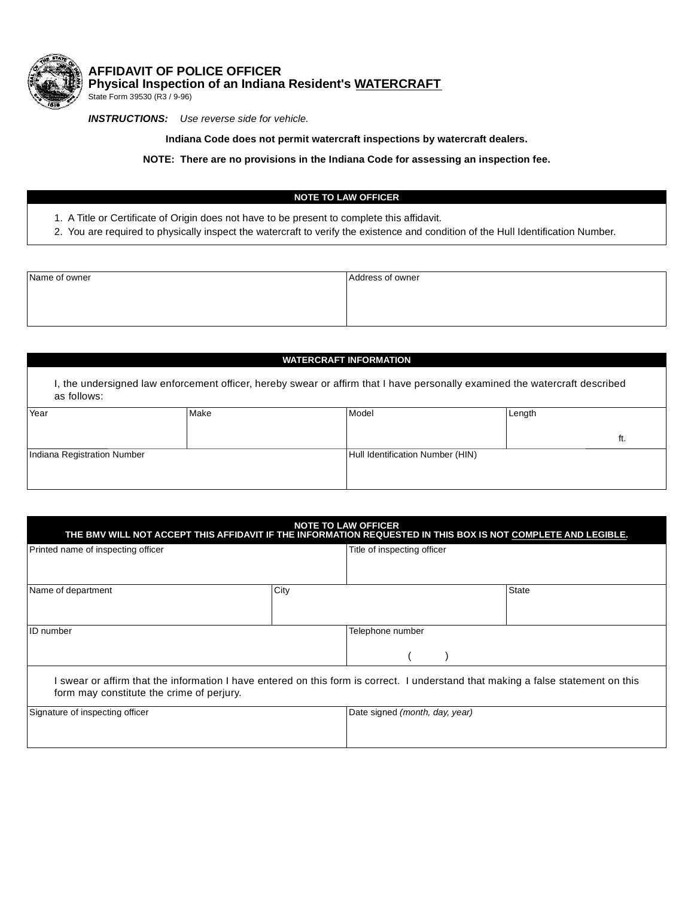# AFFIDAVIT OF POLICE OFFICER

## Physical Inspection of an Indiana Resident's WATERCRAFT

State Form 39530 (R3 / 9-96)

***INSTRUCTIONS:*** *Use reverse side for vehicle.*

**Indiana Code does not permit watercraft inspections by watercraft dealers.**

**NOTE: There are no provisions in the Indiana Code for assessing an inspection fee.**

| NOTE TO LAW OFFICER |
| --- |
| 1. A Title or Certificate of Origin does not have to be present to complete this affidavit.<br>2. You are required to physically inspect the watercraft to verify the existence and condition of the Hull Identification Number. |

| Name of owner | Address of owner |
| --- | --- |
| | |

| WATERCRAFT INFORMATION | | | |
| --- | --- | --- | --- |
| I, the undersigned law enforcement officer, hereby swear or affirm that I have personally examined the watercraft described as follows: | | | |
| Year | Make | Model | Length<br>ft. |
| Indiana Registration Number | | Hull Identification Number (HIN) | |

| NOTE TO LAW OFFICER<br>THE BMV WILL NOT ACCEPT THIS AFFIDAVIT IF THE INFORMATION REQUESTED IN THIS BOX IS NOT COMPLETE AND LEGIBLE. | | |
| --- | --- | --- |
| Printed name of inspecting officer | Title of inspecting officer | |
| Name of department | City | State |
| ID number | Telephone number<br>( ) | |
| I swear or affirm that the information I have entered on this form is correct. I understand that making a false statement on this form may constitute the crime of perjury. | | |
| Signature of inspecting officer | Date signed *(month, day, year)* | |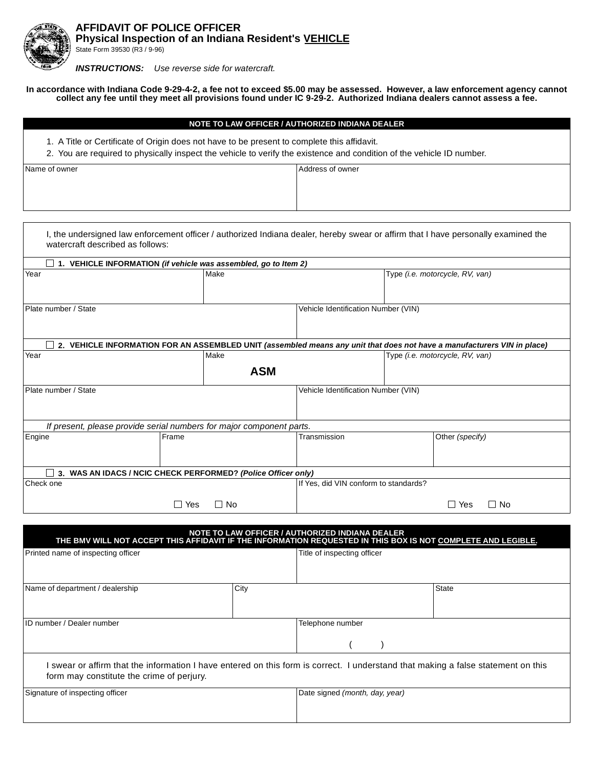# AFFIDAVIT OF POLICE OFFICER

## Physical Inspection of an Indiana Resident's VEHICLE

State Form 39530 (R3 / 9-96)

***INSTRUCTIONS:*** *Use reverse side for watercraft.*

**In accordance with Indiana Code 9-29-4-2, a fee not to exceed $5.00 may be assessed. However, a law enforcement agency cannot collect any fee until they meet all provisions found under IC 9-29-2. Authorized Indiana dealers cannot assess a fee.**

**NOTE TO LAW OFFICER / AUTHORIZED INDIANA DEALER**

1. A Title or Certificate of Origin does not have to be present to complete this affidavit.
2. You are required to physically inspect the vehicle to verify the existence and condition of the vehicle ID number.

| Name of owner | Address of owner |
|---|---|
| | |

I, the undersigned law enforcement officer / authorized Indiana dealer, hereby swear or affirm that I have personally examined the watercraft described as follows:

☐ **1. VEHICLE INFORMATION** ***(if vehicle was assembled, go to Item 2)***

| Year | Make | Type *(i.e. motorcycle, RV, van)* |
|---|---|---|
| | | |

| Plate number / State | Vehicle Identification Number (VIN) |
|---|---|
| | |

☐ **2. VEHICLE INFORMATION FOR AN ASSEMBLED UNIT** ***(assembled means any unit that does not have a manufacturers VIN in place)***

| Year | Make | Type *(i.e. motorcycle, RV, van)* |
|---|---|---|
| | **ASM** | |

| Plate number / State | Vehicle Identification Number (VIN) |
|---|---|
| | |

*If present, please provide serial numbers for major component parts.*

| Engine | Frame | Transmission | Other *(specify)* |
|---|---|---|---|
| | | | |

☐ **3. WAS AN IDACS / NCIC CHECK PERFORMED?** ***(Police Officer only)***

| Check one | If Yes, did VIN conform to standards? |
|---|---|
| ☐ Yes ☐ No | ☐ Yes ☐ No |

**NOTE TO LAW OFFICER / AUTHORIZED INDIANA DEALER**
**THE BMV WILL NOT ACCEPT THIS AFFIDAVIT IF THE INFORMATION REQUESTED IN THIS BOX IS NOT COMPLETE AND LEGIBLE.**

| Printed name of inspecting officer | Title of inspecting officer |
|---|---|
| | |

| Name of department / dealership | City | State |
|---|---|---|
| | | |

| ID number / Dealer number | Telephone number |
|---|---|
| | ( ) |

I swear or affirm that the information I have entered on this form is correct. I understand that making a false statement on this form may constitute the crime of perjury.

| Signature of inspecting officer | Date signed *(month, day, year)* |
|---|---|
| | |